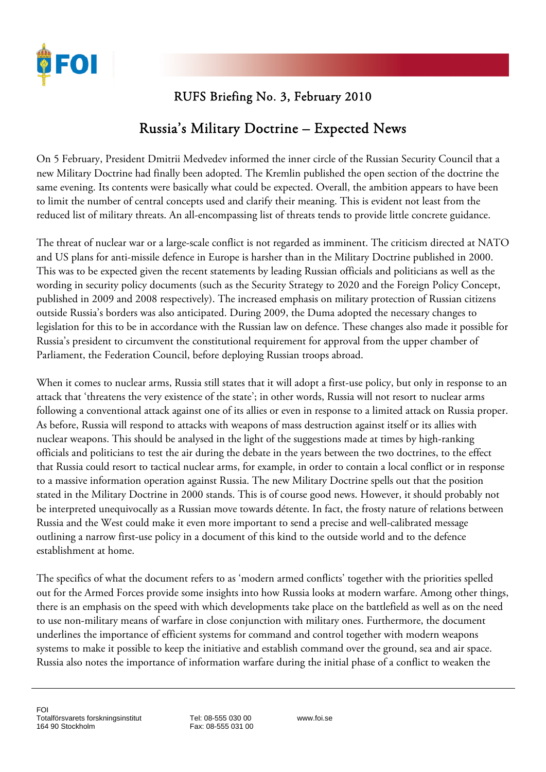## RUFS Briefing No. 3, February 2010

# Russia's Military Doctrine – Expected News

On 5 February, President Dmitrii Medvedev informed the inner circle of the Russian Security Council that a new Military Doctrine had finally been adopted. The Kremlin published the open section of the doctrine the same evening. Its contents were basically what could be expected. Overall, the ambition appears to have been to limit the number of central concepts used and clarify their meaning. This is evident not least from the reduced list of military threats. An all-encompassing list of threats tends to provide little concrete guidance.

The threat of nuclear war or a large-scale conflict is not regarded as imminent. The criticism directed at NATO and US plans for anti-missile defence in Europe is harsher than in the Military Doctrine published in 2000. This was to be expected given the recent statements by leading Russian officials and politicians as well as the wording in security policy documents (such as the Security Strategy to 2020 and the Foreign Policy Concept, published in 2009 and 2008 respectively). The increased emphasis on military protection of Russian citizens outside Russia's borders was also anticipated. During 2009, the Duma adopted the necessary changes to legislation for this to be in accordance with the Russian law on defence. These changes also made it possible for Russia's president to circumvent the constitutional requirement for approval from the upper chamber of Parliament, the Federation Council, before deploying Russian troops abroad.

When it comes to nuclear arms, Russia still states that it will adopt a first-use policy, but only in response to an attack that 'threatens the very existence of the state'; in other words, Russia will not resort to nuclear arms following a conventional attack against one of its allies or even in response to a limited attack on Russia proper. As before, Russia will respond to attacks with weapons of mass destruction against itself or its allies with nuclear weapons. This should be analysed in the light of the suggestions made at times by high-ranking officials and politicians to test the air during the debate in the years between the two doctrines, to the effect that Russia could resort to tactical nuclear arms, for example, in order to contain a local conflict or in response to a massive information operation against Russia. The new Military Doctrine spells out that the position stated in the Military Doctrine in 2000 stands. This is of course good news. However, it should probably not be interpreted unequivocally as a Russian move towards détente. In fact, the frosty nature of relations between Russia and the West could make it even more important to send a precise and well-calibrated message outlining a narrow first-use policy in a document of this kind to the outside world and to the defence establishment at home.

The specifics of what the document refers to as 'modern armed conflicts' together with the priorities spelled out for the Armed Forces provide some insights into how Russia looks at modern warfare. Among other things, there is an emphasis on the speed with which developments take place on the battlefield as well as on the need to use non-military means of warfare in close conjunction with military ones. Furthermore, the document underlines the importance of efficient systems for command and control together with modern weapons systems to make it possible to keep the initiative and establish command over the ground, sea and air space. Russia also notes the importance of information warfare during the initial phase of a conflict to weaken the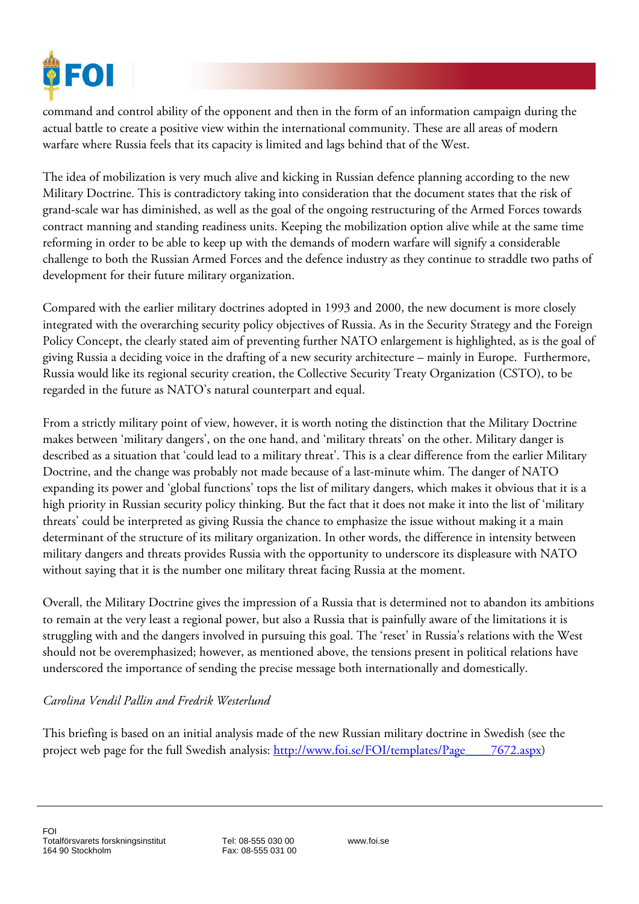command and control ability of the opponent and then in the form of an information campaign during the actual battle to create a positive view within the international community. These are all areas of modern warfare where Russia feels that its capacity is limited and lags behind that of the West.

The idea of mobilization is very much alive and kicking in Russian defence planning according to the new Military Doctrine. This is contradictory taking into consideration that the document states that the risk of grand-scale war has diminished, as well as the goal of the ongoing restructuring of the Armed Forces towards contract manning and standing readiness units. Keeping the mobilization option alive while at the same time reforming in order to be able to keep up with the demands of modern warfare will signify a considerable challenge to both the Russian Armed Forces and the defence industry as they continue to straddle two paths of development for their future military organization.

Compared with the earlier military doctrines adopted in 1993 and 2000, the new document is more closely integrated with the overarching security policy objectives of Russia. As in the Security Strategy and the Foreign Policy Concept, the clearly stated aim of preventing further NATO enlargement is highlighted, as is the goal of giving Russia a deciding voice in the drafting of a new security architecture – mainly in Europe. Furthermore, Russia would like its regional security creation, the Collective Security Treaty Organization (CSTO), to be regarded in the future as NATO's natural counterpart and equal.

From a strictly military point of view, however, it is worth noting the distinction that the Military Doctrine makes between 'military dangers', on the one hand, and 'military threats' on the other. Military danger is described as a situation that 'could lead to a military threat'. This is a clear difference from the earlier Military Doctrine, and the change was probably not made because of a last-minute whim. The danger of NATO expanding its power and 'global functions' tops the list of military dangers, which makes it obvious that it is a high priority in Russian security policy thinking. But the fact that it does not make it into the list of 'military threats' could be interpreted as giving Russia the chance to emphasize the issue without making it a main determinant of the structure of its military organization. In other words, the difference in intensity between military dangers and threats provides Russia with the opportunity to underscore its displeasure with NATO without saying that it is the number one military threat facing Russia at the moment.

Overall, the Military Doctrine gives the impression of a Russia that is determined not to abandon its ambitions to remain at the very least a regional power, but also a Russia that is painfully aware of the limitations it is struggling with and the dangers involved in pursuing this goal. The 'reset' in Russia's relations with the West should not be overemphasized; however, as mentioned above, the tensions present in political relations have underscored the importance of sending the precise message both internationally and domestically.

*Carolina Vendil Pallin and Fredrik Westerlund*

This briefing is based on an initial analysis made of the new Russian military doctrine in Swedish (see the project web page for the full Swedish analysis: http://www.foi.se/FOI/templates/Page____7672.aspx)